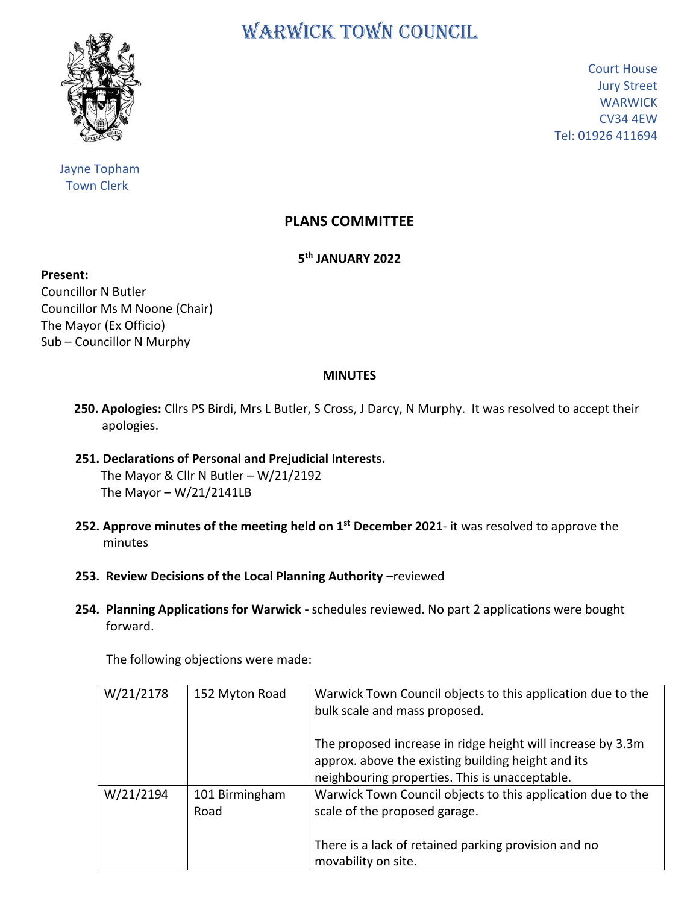# WARWICK TOWN COUNCIL

Court House
Jury Street
WARWICK
CV34 4EW
Tel: 01926 411694

Jayne Topham
Town Clerk

## PLANS COMMITTEE

**5th JANUARY 2022**

**Present:**
Councillor N Butler
Councillor Ms M Noone (Chair)
The Mayor (Ex Officio)
Sub – Councillor N Murphy

**MINUTES**

**250. Apologies:** Cllrs PS Birdi, Mrs L Butler, S Cross, J Darcy, N Murphy. It was resolved to accept their apologies.

**251. Declarations of Personal and Prejudicial Interests.**
The Mayor & Cllr N Butler – W/21/2192
The Mayor – W/21/2141LB

**252. Approve minutes of the meeting held on 1st December 2021**- it was resolved to approve the minutes

**253. Review Decisions of the Local Planning Authority** –reviewed

**254. Planning Applications for Warwick -** schedules reviewed. No part 2 applications were bought forward.

The following objections were made:

| | | |
|---|---|---|
| W/21/2178 | 152 Myton Road | Warwick Town Council objects to this application due to the bulk scale and mass proposed.<br><br>The proposed increase in ridge height will increase by 3.3m approx. above the existing building height and its neighbouring properties. This is unacceptable. |
| W/21/2194 | 101 Birmingham Road | Warwick Town Council objects to this application due to the scale of the proposed garage.<br><br>There is a lack of retained parking provision and no movability on site. |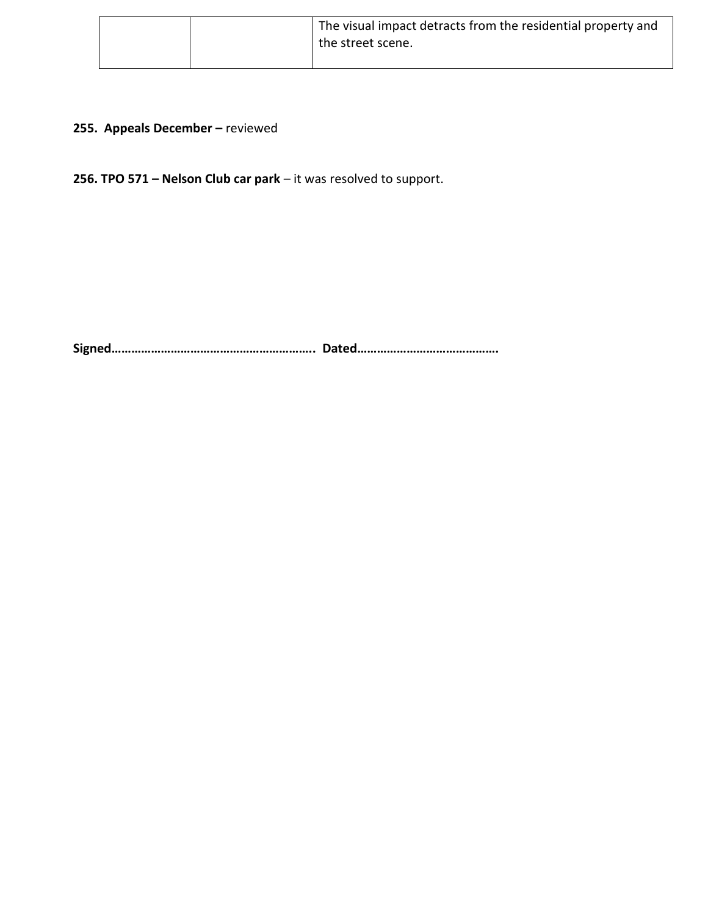| | | |
|---|---|---|
| | | The visual impact detracts from the residential property and the street scene. |

**255. Appeals December –** reviewed

**256. TPO 571 – Nelson Club car park** – it was resolved to support.

**Signed…………………………………………………….. Dated…………………………………….**